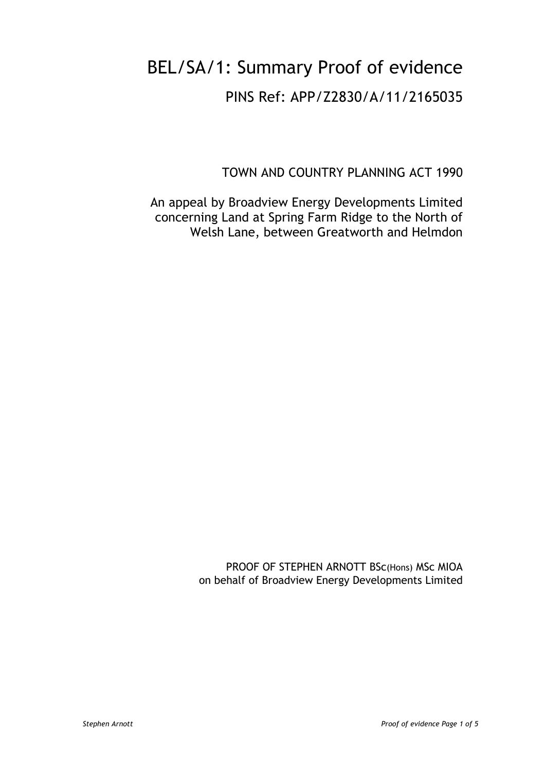# BEL/SA/1: Summary Proof of evidence

## PINS Ref: APP/Z2830/A/11/2165035

TOWN AND COUNTRY PLANNING ACT 1990

An appeal by Broadview Energy Developments Limited concerning Land at Spring Farm Ridge to the North of Welsh Lane, between Greatworth and Helmdon

PROOF OF STEPHEN ARNOTT BSc(Hons) MSc MIOA
on behalf of Broadview Energy Developments Limited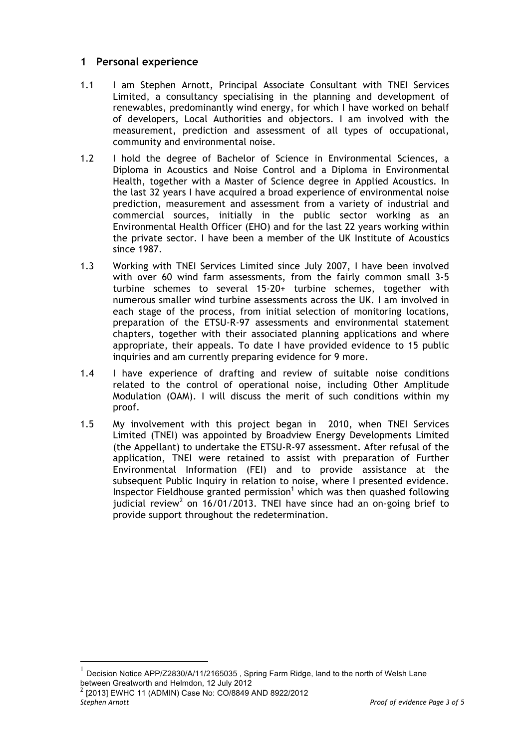## 1 Personal experience

1.1 I am Stephen Arnott, Principal Associate Consultant with TNEI Services Limited, a consultancy specialising in the planning and development of renewables, predominantly wind energy, for which I have worked on behalf of developers, Local Authorities and objectors. I am involved with the measurement, prediction and assessment of all types of occupational, community and environmental noise.

1.2 I hold the degree of Bachelor of Science in Environmental Sciences, a Diploma in Acoustics and Noise Control and a Diploma in Environmental Health, together with a Master of Science degree in Applied Acoustics. In the last 32 years I have acquired a broad experience of environmental noise prediction, measurement and assessment from a variety of industrial and commercial sources, initially in the public sector working as an Environmental Health Officer (EHO) and for the last 22 years working within the private sector. I have been a member of the UK Institute of Acoustics since 1987.

1.3 Working with TNEI Services Limited since July 2007, I have been involved with over 60 wind farm assessments, from the fairly common small 3-5 turbine schemes to several 15-20+ turbine schemes, together with numerous smaller wind turbine assessments across the UK. I am involved in each stage of the process, from initial selection of monitoring locations, preparation of the ETSU-R-97 assessments and environmental statement chapters, together with their associated planning applications and where appropriate, their appeals. To date I have provided evidence to 15 public inquiries and am currently preparing evidence for 9 more.

1.4 I have experience of drafting and review of suitable noise conditions related to the control of operational noise, including Other Amplitude Modulation (OAM). I will discuss the merit of such conditions within my proof.

1.5 My involvement with this project began in 2010, when TNEI Services Limited (TNEI) was appointed by Broadview Energy Developments Limited (the Appellant) to undertake the ETSU-R-97 assessment. After refusal of the application, TNEI were retained to assist with preparation of Further Environmental Information (FEI) and to provide assistance at the subsequent Public Inquiry in relation to noise, where I presented evidence. Inspector Fieldhouse granted permission[1] which was then quashed following judicial review[2] on 16/01/2013. TNEI have since had an on-going brief to provide support throughout the redetermination.

[1] Decision Notice APP/Z2830/A/11/2165035 , Spring Farm Ridge, land to the north of Welsh Lane between Greatworth and Helmdon, 12 July 2012

[2] [2013] EWHC 11 (ADMIN) Case No: CO/8849 AND 8922/2012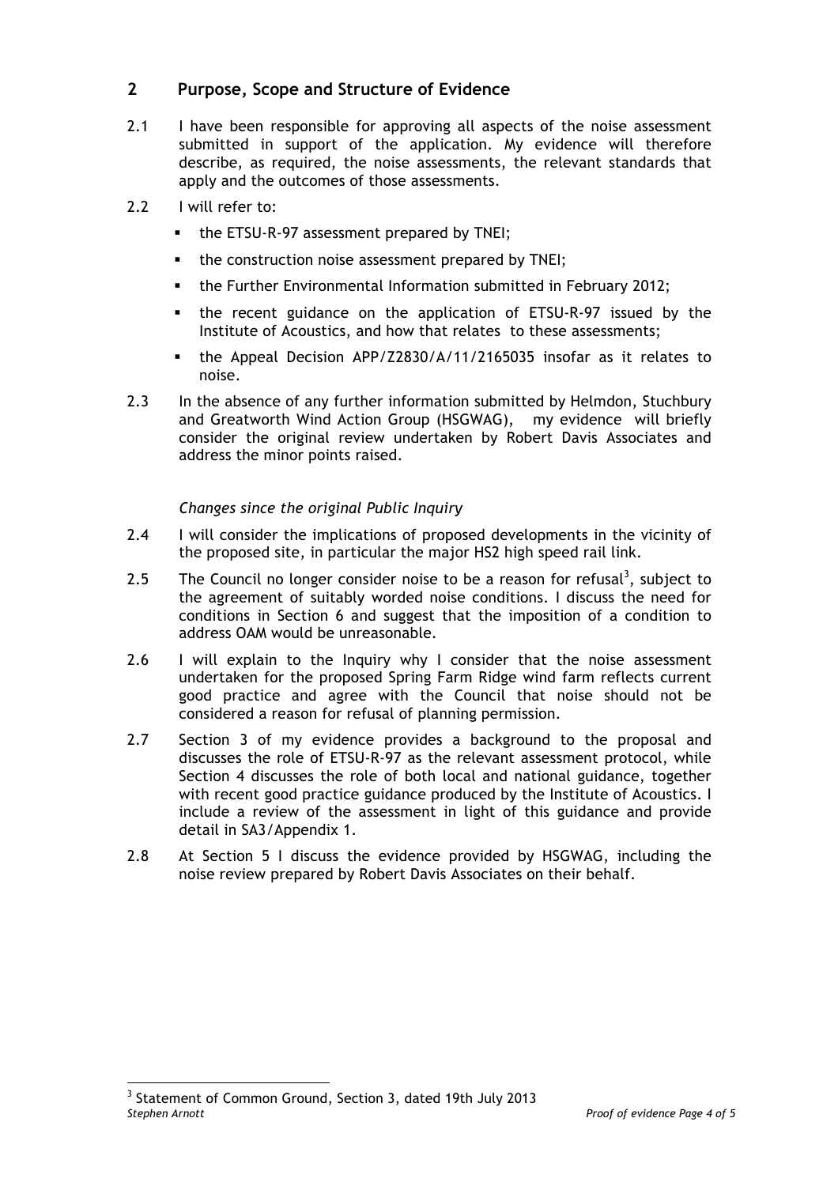## 2 Purpose, Scope and Structure of Evidence

2.1 I have been responsible for approving all aspects of the noise assessment submitted in support of the application. My evidence will therefore describe, as required, the noise assessments, the relevant standards that apply and the outcomes of those assessments.

2.2 I will refer to:

- the ETSU-R-97 assessment prepared by TNEI;
- the construction noise assessment prepared by TNEI;
- the Further Environmental Information submitted in February 2012;
- the recent guidance on the application of ETSU-R-97 issued by the Institute of Acoustics, and how that relates to these assessments;
- the Appeal Decision APP/Z2830/A/11/2165035 insofar as it relates to noise.

2.3 In the absence of any further information submitted by Helmdon, Stuchbury and Greatworth Wind Action Group (HSGWAG), my evidence will briefly consider the original review undertaken by Robert Davis Associates and address the minor points raised.

*Changes since the original Public Inquiry*

2.4 I will consider the implications of proposed developments in the vicinity of the proposed site, in particular the major HS2 high speed rail link.

2.5 The Council no longer consider noise to be a reason for refusal[3], subject to the agreement of suitably worded noise conditions. I discuss the need for conditions in Section 6 and suggest that the imposition of a condition to address OAM would be unreasonable.

2.6 I will explain to the Inquiry why I consider that the noise assessment undertaken for the proposed Spring Farm Ridge wind farm reflects current good practice and agree with the Council that noise should not be considered a reason for refusal of planning permission.

2.7 Section 3 of my evidence provides a background to the proposal and discusses the role of ETSU-R-97 as the relevant assessment protocol, while Section 4 discusses the role of both local and national guidance, together with recent good practice guidance produced by the Institute of Acoustics. I include a review of the assessment in light of this guidance and provide detail in SA3/Appendix 1.

2.8 At Section 5 I discuss the evidence provided by HSGWAG, including the noise review prepared by Robert Davis Associates on their behalf.

[3] Statement of Common Ground, Section 3, dated 19th July 2013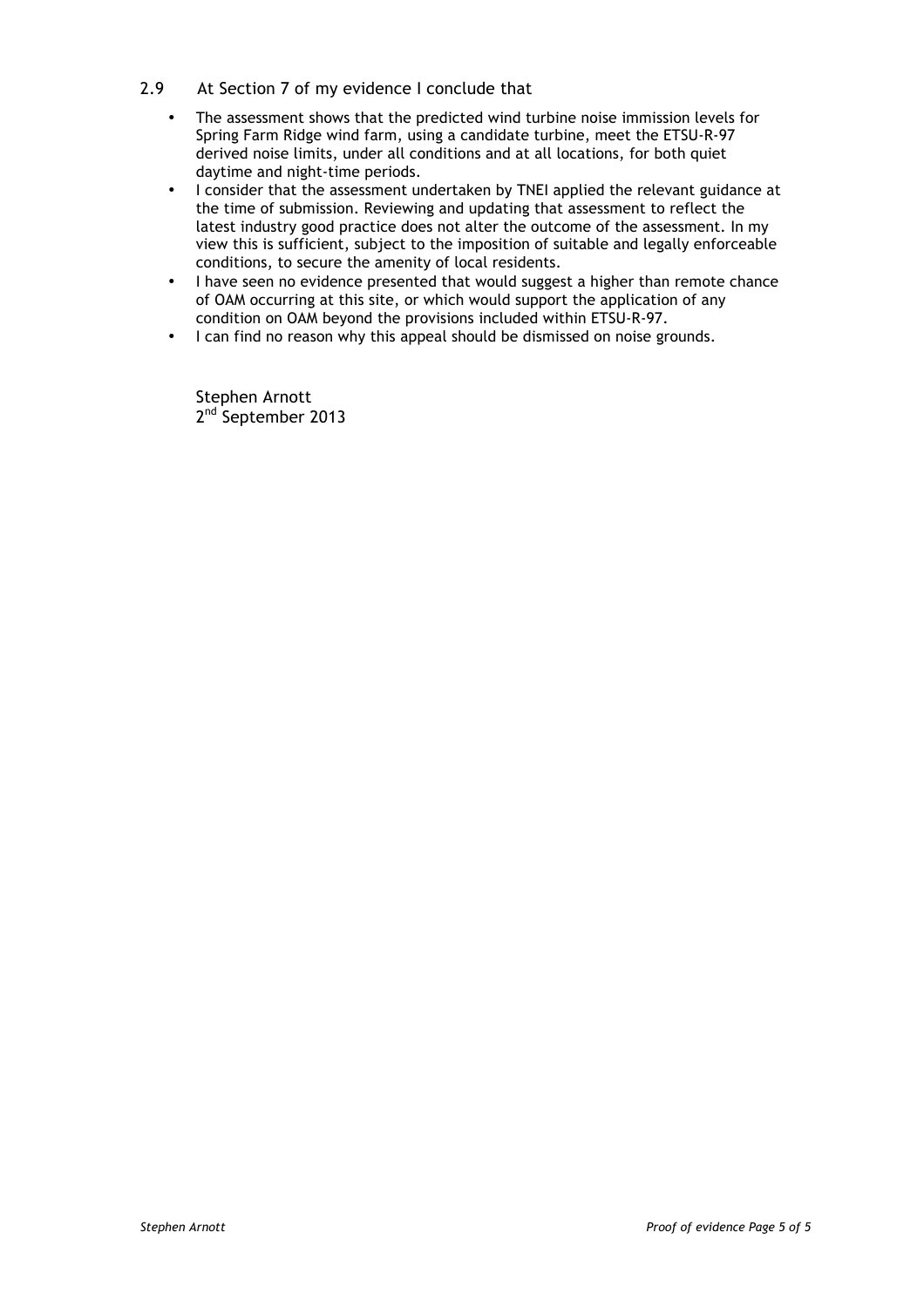2.9 At Section 7 of my evidence I conclude that

- The assessment shows that the predicted wind turbine noise immission levels for Spring Farm Ridge wind farm, using a candidate turbine, meet the ETSU-R-97 derived noise limits, under all conditions and at all locations, for both quiet daytime and night-time periods.
- I consider that the assessment undertaken by TNEI applied the relevant guidance at the time of submission. Reviewing and updating that assessment to reflect the latest industry good practice does not alter the outcome of the assessment. In my view this is sufficient, subject to the imposition of suitable and legally enforceable conditions, to secure the amenity of local residents.
- I have seen no evidence presented that would suggest a higher than remote chance of OAM occurring at this site, or which would support the application of any condition on OAM beyond the provisions included within ETSU-R-97.
- I can find no reason why this appeal should be dismissed on noise grounds.

Stephen Arnott
2nd September 2013